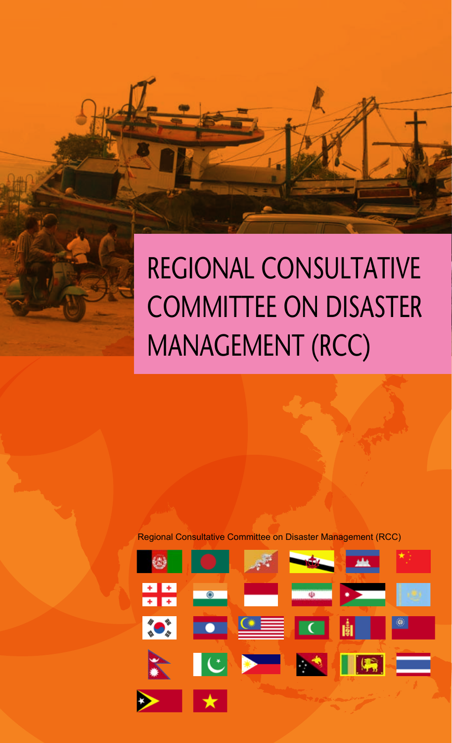# REGIONAL CONSULTATIVE COMMITTEE ON DISASTER MANAGEMENT (RCC)

Regional Consultative Committee on Disaster Management (RCC)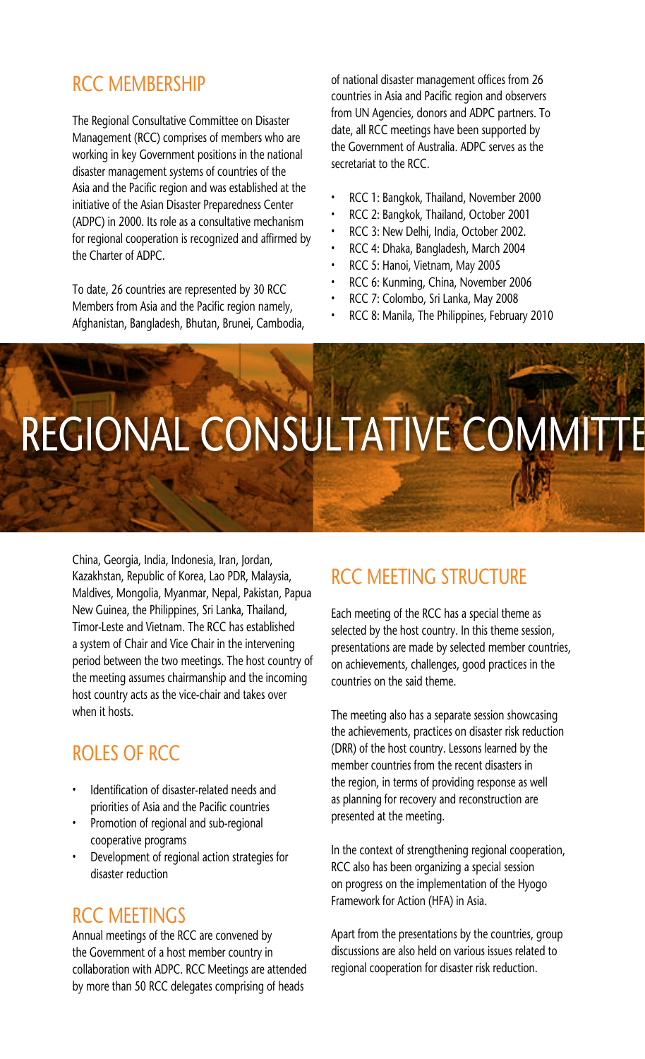# REGIONAL CONSULTATIVE COMMITTE

## RCC MEMBERSHIP

The Regional Consultative Committee on Disaster Management (RCC) comprises of members who are working in key Government positions in the national disaster management systems of countries of the Asia and the Pacific region and was established at the initiative of the Asian Disaster Preparedness Center (ADPC) in 2000. Its role as a consultative mechanism for regional cooperation is recognized and affirmed by the Charter of ADPC.

To date, 26 countries are represented by 30 RCC Members from Asia and the Pacific region namely, Afghanistan, Bangladesh, Bhutan, Brunei, Cambodia, China, Georgia, India, Indonesia, Iran, Jordan, Kazakhstan, Republic of Korea, Lao PDR, Malaysia, Maldives, Mongolia, Myanmar, Nepal, Pakistan, Papua New Guinea, the Philippines, Sri Lanka, Thailand, Timor-Leste and Vietnam. The RCC has established a system of Chair and Vice Chair in the intervening period between the two meetings. The host country of the meeting assumes chairmanship and the incoming host country acts as the vice-chair and takes over when it hosts.

## ROLES OF RCC

- Identification of disaster-related needs and priorities of Asia and the Pacific countries
- Promotion of regional and sub-regional cooperative programs
- Development of regional action strategies for disaster reduction

## RCC MEETINGS

Annual meetings of the RCC are convened by the Government of a host member country in collaboration with ADPC. RCC Meetings are attended by more than 50 RCC delegates comprising of heads of national disaster management offices from 26 countries in Asia and Pacific region and observers from UN Agencies, donors and ADPC partners. To date, all RCC meetings have been supported by the Government of Australia. ADPC serves as the secretariat to the RCC.

- RCC 1: Bangkok, Thailand, November 2000
- RCC 2: Bangkok, Thailand, October 2001
- RCC 3: New Delhi, India, October 2002.
- RCC 4: Dhaka, Bangladesh, March 2004
- RCC 5: Hanoi, Vietnam, May 2005
- RCC 6: Kunming, China, November 2006
- RCC 7: Colombo, Sri Lanka, May 2008
- RCC 8: Manila, The Philippines, February 2010

## RCC MEETING STRUCTURE

Each meeting of the RCC has a special theme as selected by the host country. In this theme session, presentations are made by selected member countries, on achievements, challenges, good practices in the countries on the said theme.

The meeting also has a separate session showcasing the achievements, practices on disaster risk reduction (DRR) of the host country. Lessons learned by the member countries from the recent disasters in the region, in terms of providing response as well as planning for recovery and reconstruction are presented at the meeting.

In the context of strengthening regional cooperation, RCC also has been organizing a special session on progress on the implementation of the Hyogo Framework for Action (HFA) in Asia.

Apart from the presentations by the countries, group discussions are also held on various issues related to regional cooperation for disaster risk reduction.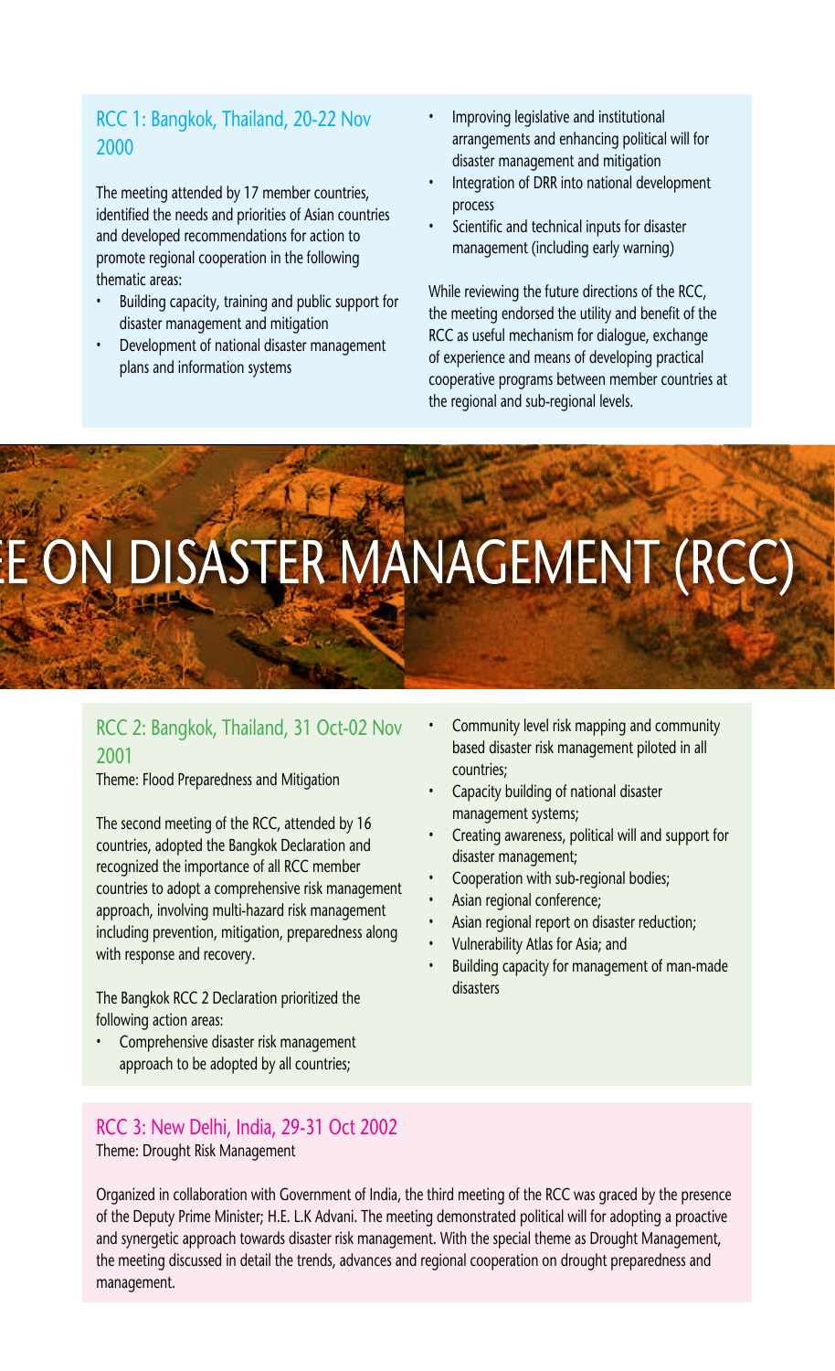## RCC 1: Bangkok, Thailand, 20-22 Nov 2000

The meeting attended by 17 member countries, identified the needs and priorities of Asian countries and developed recommendations for action to promote regional cooperation in the following thematic areas:

- Building capacity, training and public support for disaster management and mitigation
- Development of national disaster management plans and information systems
- Improving legislative and institutional arrangements and enhancing political will for disaster management and mitigation
- Integration of DRR into national development process
- Scientific and technical inputs for disaster management (including early warning)

While reviewing the future directions of the RCC, the meeting endorsed the utility and benefit of the RCC as useful mechanism for dialogue, exchange of experience and means of developing practical cooperative programs between member countries at the regional and sub-regional levels.

# E ON DISASTER MANAGEMENT (RCC)

## RCC 2: Bangkok, Thailand, 31 Oct-02 Nov 2001

Theme: Flood Preparedness and Mitigation

The second meeting of the RCC, attended by 16 countries, adopted the Bangkok Declaration and recognized the importance of all RCC member countries to adopt a comprehensive risk management approach, involving multi-hazard risk management including prevention, mitigation, preparedness along with response and recovery.

The Bangkok RCC 2 Declaration prioritized the following action areas:

- Comprehensive disaster risk management approach to be adopted by all countries;
- Community level risk mapping and community based disaster risk management piloted in all countries;
- Capacity building of national disaster management systems;
- Creating awareness, political will and support for disaster management;
- Cooperation with sub-regional bodies;
- Asian regional conference;
- Asian regional report on disaster reduction;
- Vulnerability Atlas for Asia; and
- Building capacity for management of man-made disasters

## RCC 3: New Delhi, India, 29-31 Oct 2002

Theme: Drought Risk Management

Organized in collaboration with Government of India, the third meeting of the RCC was graced by the presence of the Deputy Prime Minister; H.E. L.K Advani. The meeting demonstrated political will for adopting a proactive and synergetic approach towards disaster risk management. With the special theme as Drought Management, the meeting discussed in detail the trends, advances and regional cooperation on drought preparedness and management.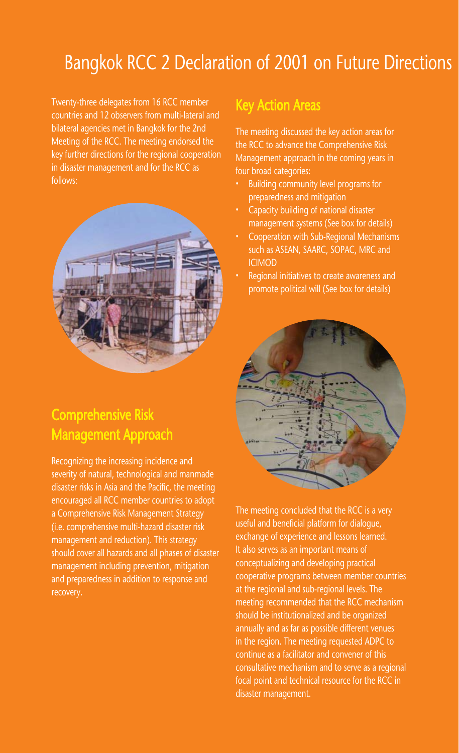# Bangkok RCC 2 Declaration of 2001 on Future Directions

Twenty-three delegates from 16 RCC member countries and 12 observers from multi-lateral and bilateral agencies met in Bangkok for the 2nd Meeting of the RCC. The meeting endorsed the key further directions for the regional cooperation in disaster management and for the RCC as follows:

## Comprehensive Risk Management Approach

Recognizing the increasing incidence and severity of natural, technological and manmade disaster risks in Asia and the Pacific, the meeting encouraged all RCC member countries to adopt a Comprehensive Risk Management Strategy (i.e. comprehensive multi-hazard disaster risk management and reduction). This strategy should cover all hazards and all phases of disaster management including prevention, mitigation and preparedness in addition to response and recovery.

## Key Action Areas

The meeting discussed the key action areas for the RCC to advance the Comprehensive Risk Management approach in the coming years in four broad categories:

- Building community level programs for preparedness and mitigation
- Capacity building of national disaster management systems (See box for details)
- Cooperation with Sub-Regional Mechanisms such as ASEAN, SAARC, SOPAC, MRC and ICIMOD
- Regional initiatives to create awareness and promote political will (See box for details)

The meeting concluded that the RCC is a very useful and beneficial platform for dialogue, exchange of experience and lessons learned. It also serves as an important means of conceptualizing and developing practical cooperative programs between member countries at the regional and sub-regional levels. The meeting recommended that the RCC mechanism should be institutionalized and be organized annually and as far as possible different venues in the region. The meeting requested ADPC to continue as a facilitator and convener of this consultative mechanism and to serve as a regional focal point and technical resource for the RCC in disaster management.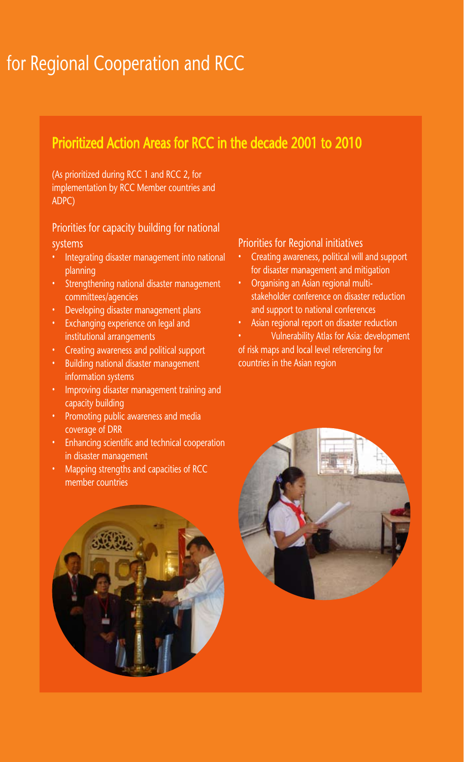# for Regional Cooperation and RCC

## Prioritized Action Areas for RCC in the decade 2001 to 2010

(As prioritized during RCC 1 and RCC 2, for implementation by RCC Member countries and ADPC)

### Priorities for capacity building for national systems

- Integrating disaster management into national planning
- Strengthening national disaster management committees/agencies
- Developing disaster management plans
- Exchanging experience on legal and institutional arrangements
- Creating awareness and political support
- Building national disaster management information systems
- Improving disaster management training and capacity building
- Promoting public awareness and media coverage of DRR
- Enhancing scientific and technical cooperation in disaster management
- Mapping strengths and capacities of RCC member countries

### Priorities for Regional initiatives

- Creating awareness, political will and support for disaster management and mitigation
- Organising an Asian regional multi-stakeholder conference on disaster reduction and support to national conferences
- Asian regional report on disaster reduction
- Vulnerability Atlas for Asia: development of risk maps and local level referencing for countries in the Asian region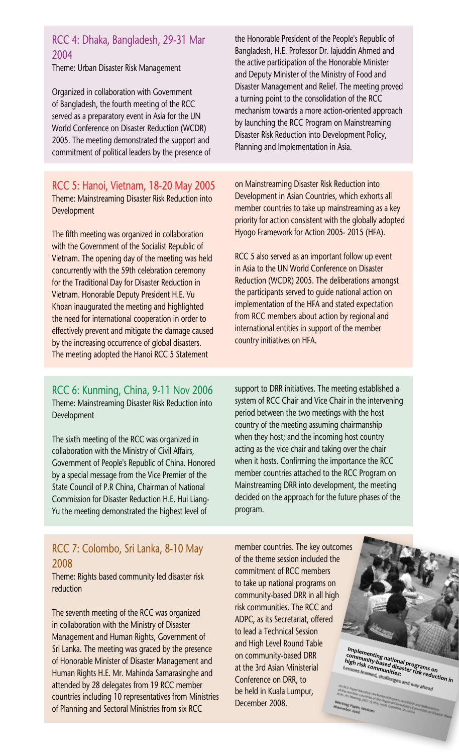## RCC 4: Dhaka, Bangladesh, 29-31 Mar 2004

Theme: Urban Disaster Risk Management

Organized in collaboration with Government of Bangladesh, the fourth meeting of the RCC served as a preparatory event in Asia for the UN World Conference on Disaster Reduction (WCDR) 2005. The meeting demonstrated the support and commitment of political leaders by the presence of the Honorable President of the People's Republic of Bangladesh, H.E. Professor Dr. Iajuddin Ahmed and the active participation of the Honorable Minister and Deputy Minister of the Ministry of Food and Disaster Management and Relief. The meeting proved a turning point to the consolidation of the RCC mechanism towards a more action-oriented approach by launching the RCC Program on Mainstreaming Disaster Risk Reduction into Development Policy, Planning and Implementation in Asia.

## RCC 5: Hanoi, Vietnam, 18-20 May 2005

Theme: Mainstreaming Disaster Risk Reduction into Development

The fifth meeting was organized in collaboration with the Government of the Socialist Republic of Vietnam. The opening day of the meeting was held concurrently with the 59th celebration ceremony for the Traditional Day for Disaster Reduction in Vietnam. Honorable Deputy President H.E. Vu Khoan inaugurated the meeting and highlighted the need for international cooperation in order to effectively prevent and mitigate the damage caused by the increasing occurrence of global disasters. The meeting adopted the Hanoi RCC 5 Statement on Mainstreaming Disaster Risk Reduction into Development in Asian Countries, which exhorts all member countries to take up mainstreaming as a key priority for action consistent with the globally adopted Hyogo Framework for Action 2005- 2015 (HFA).

RCC 5 also served as an important follow up event in Asia to the UN World Conference on Disaster Reduction (WCDR) 2005. The deliberations amongst the participants served to guide national action on implementation of the HFA and stated expectation from RCC members about action by regional and international entities in support of the member country initiatives on HFA.

## RCC 6: Kunming, China, 9-11 Nov 2006

Theme: Mainstreaming Disaster Risk Reduction into Development

The sixth meeting of the RCC was organized in collaboration with the Ministry of Civil Affairs, Government of People's Republic of China. Honored by a special message from the Vice Premier of the State Council of P.R China, Chairman of National Commission for Disaster Reduction H.E. Hui Liang-Yu the meeting demonstrated the highest level of support to DRR initiatives. The meeting established a system of RCC Chair and Vice Chair in the intervening period between the two meetings with the host country of the meeting assuming chairmanship when they host; and the incoming host country acting as the vice chair and taking over the chair when it hosts. Confirming the importance the RCC member countries attached to the RCC Program on Mainstreaming DRR into development, the meeting decided on the approach for the future phases of the program.

## RCC 7: Colombo, Sri Lanka, 8-10 May 2008

Theme: Rights based community led disaster risk reduction

The seventh meeting of the RCC was organized in collaboration with the Ministry of Disaster Management and Human Rights, Government of Sri Lanka. The meeting was graced by the presence of Honorable Minister of Disaster Management and Human Rights H.E. Mr. Mahinda Samarasinghe and attended by 28 delegates from 19 RCC member countries including 10 representatives from Ministries of Planning and Sectoral Ministries from six RCC member countries. The key outcomes of the theme session included the commitment of RCC members to take up national programs on community-based DRR in all high risk communities. The RCC and ADPC, as its Secretariat, offered to lead a Technical Session and High Level Round Table on community-based DRR at the 3rd Asian Ministerial Conference on DRR, to be held in Kuala Lumpur, December 2008.

Implementing national programs on community-based disaster risk reduction in high risk communities: Lessons learned, challenges and way ahead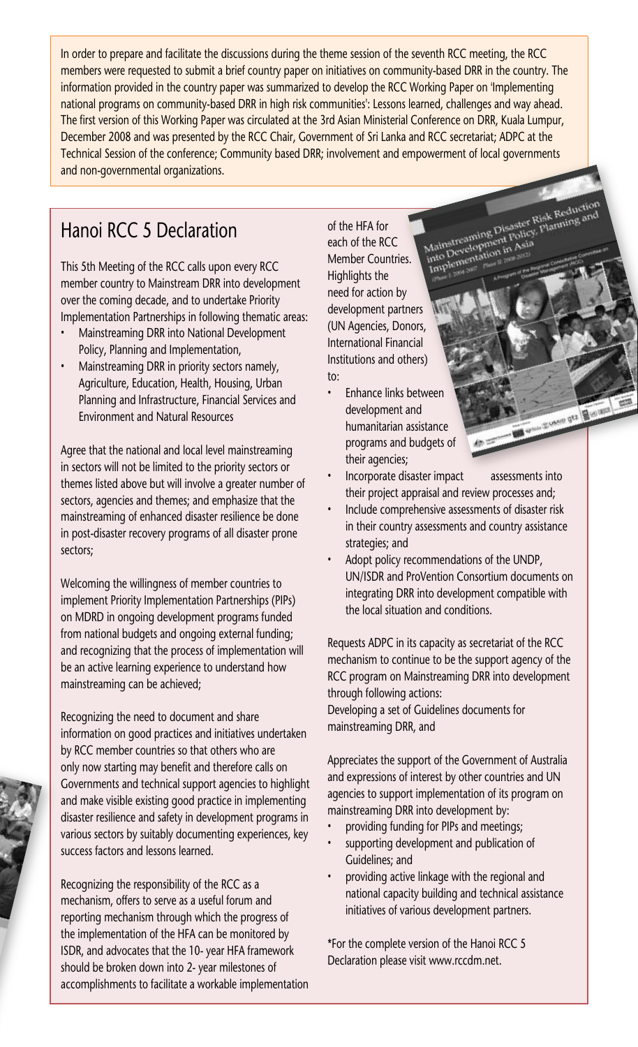In order to prepare and facilitate the discussions during the theme session of the seventh RCC meeting, the RCC members were requested to submit a brief country paper on initiatives on community-based DRR in the country. The information provided in the country paper was summarized to develop the RCC Working Paper on 'Implementing national programs on community-based DRR in high risk communities': Lessons learned, challenges and way ahead. The first version of this Working Paper was circulated at the 3rd Asian Ministerial Conference on DRR, Kuala Lumpur, December 2008 and was presented by the RCC Chair, Government of Sri Lanka and RCC secretariat; ADPC at the Technical Session of the conference; Community based DRR; involvement and empowerment of local governments and non-governmental organizations.

## Hanoi RCC 5 Declaration

This 5th Meeting of the RCC calls upon every RCC member country to Mainstream DRR into development over the coming decade, and to undertake Priority Implementation Partnerships in following thematic areas:

- Mainstreaming DRR into National Development Policy, Planning and Implementation,
- Mainstreaming DRR in priority sectors namely, Agriculture, Education, Health, Housing, Urban Planning and Infrastructure, Financial Services and Environment and Natural Resources

Agree that the national and local level mainstreaming in sectors will not be limited to the priority sectors or themes listed above but will involve a greater number of sectors, agencies and themes; and emphasize that the mainstreaming of enhanced disaster resilience be done in post-disaster recovery programs of all disaster prone sectors;

Welcoming the willingness of member countries to implement Priority Implementation Partnerships (PIPs) on MDRD in ongoing development programs funded from national budgets and ongoing external funding; and recognizing that the process of implementation will be an active learning experience to understand how mainstreaming can be achieved;

Recognizing the need to document and share information on good practices and initiatives undertaken by RCC member countries so that others who are only now starting may benefit and therefore calls on Governments and technical support agencies to highlight and make visible existing good practice in implementing disaster resilience and safety in development programs in various sectors by suitably documenting experiences, key success factors and lessons learned.

Recognizing the responsibility of the RCC as a mechanism, offers to serve as a useful forum and reporting mechanism through which the progress of the implementation of the HFA can be monitored by ISDR, and advocates that the 10- year HFA framework should be broken down into 2- year milestones of accomplishments to facilitate a workable implementation of the HFA for each of the RCC Member Countries. Highlights the need for action by development partners (UN Agencies, Donors, International Financial Institutions and others) to:

- Enhance links between development and humanitarian assistance programs and budgets of their agencies;
- Incorporate disaster impact assessments into their project appraisal and review processes and;
- Include comprehensive assessments of disaster risk in their country assessments and country assistance strategies; and
- Adopt policy recommendations of the UNDP, UN/ISDR and ProVention Consortium documents on integrating DRR into development compatible with the local situation and conditions.

Requests ADPC in its capacity as secretariat of the RCC mechanism to continue to be the support agency of the RCC program on Mainstreaming DRR into development through following actions:

Developing a set of Guidelines documents for mainstreaming DRR, and

Appreciates the support of the Government of Australia and expressions of interest by other countries and UN agencies to support implementation of its program on mainstreaming DRR into development by:

- providing funding for PIPs and meetings;
- supporting development and publication of Guidelines; and
- providing active linkage with the regional and national capacity building and technical assistance initiatives of various development partners.

*For the complete version of the Hanoi RCC 5 Declaration please visit www.rccdm.net.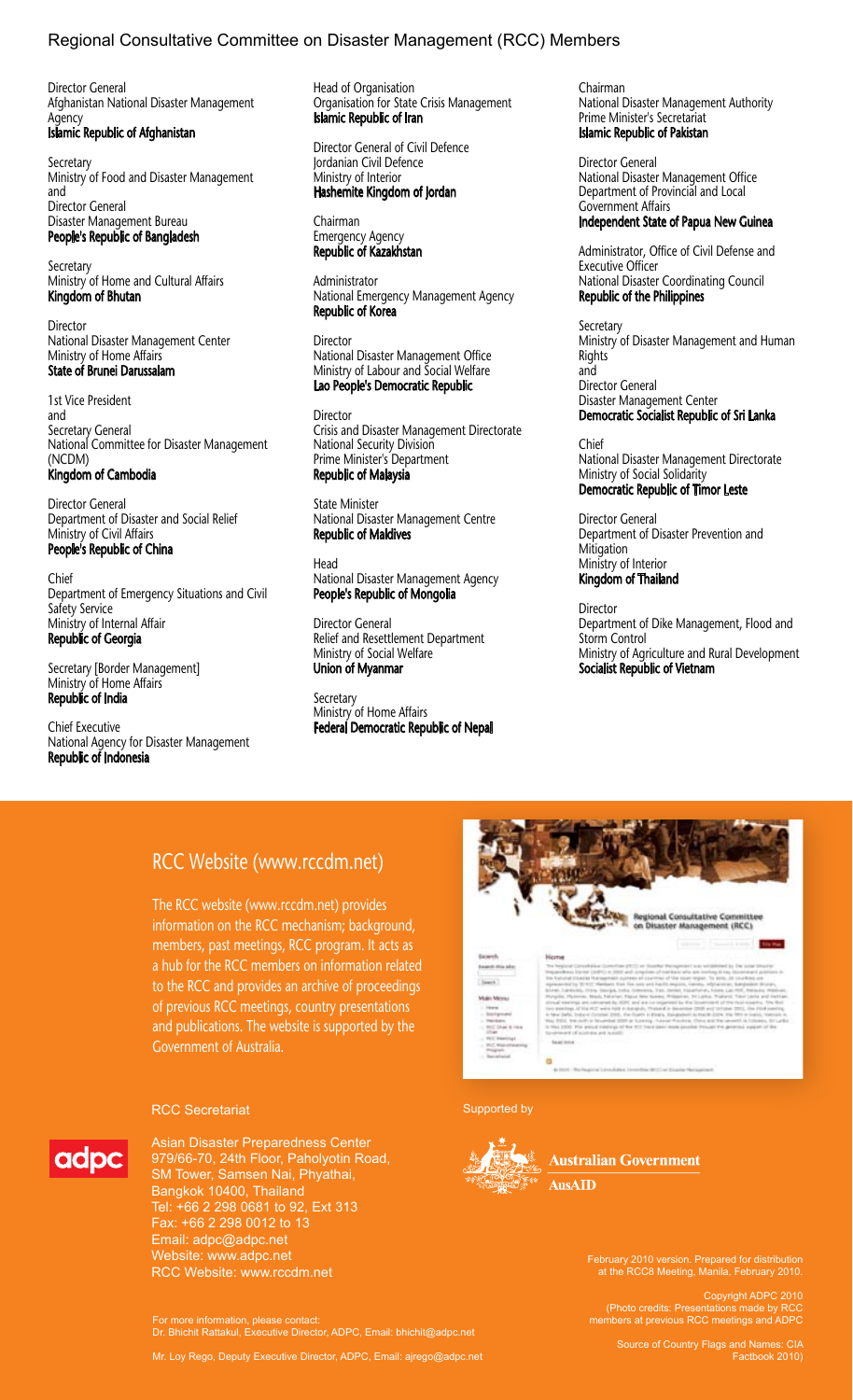## Regional Consultative Committee on Disaster Management (RCC) Members

Director General
Afghanistan National Disaster Management Agency
**Islamic Republic of Afghanistan**

Secretary
Ministry of Food and Disaster Management
and
Director General
Disaster Management Bureau
**People's Republic of Bangladesh**

Secretary
Ministry of Home and Cultural Affairs
**Kingdom of Bhutan**

Director
National Disaster Management Center
Ministry of Home Affairs
**State of Brunei Darussalam**

1st Vice President
and
Secretary General
National Committee for Disaster Management (NCDM)
**Kingdom of Cambodia**

Director General
Department of Disaster and Social Relief
Ministry of Civil Affairs
**People's Republic of China**

Chief
Department of Emergency Situations and Civil Safety Service
Ministry of Internal Affair
**Republic of Georgia**

Secretary [Border Management]
Ministry of Home Affairs
**Republic of India**

Chief Executive
National Agency for Disaster Management
**Republic of Indonesia**

Head of Organisation
Organisation for State Crisis Management
**Islamic Republic of Iran**

Director General of Civil Defence
Jordanian Civil Defence
Ministry of Interior
**Hashemite Kingdom of Jordan**

Chairman
Emergency Agency
**Republic of Kazakhstan**

Administrator
National Emergency Management Agency
**Republic of Korea**

Director
National Disaster Management Office
Ministry of Labour and Social Welfare
**Lao People's Democratic Republic**

Director
Crisis and Disaster Management Directorate
National Security Division
Prime Minister's Department
**Republic of Malaysia**

State Minister
National Disaster Management Centre
**Republic of Maldives**

Head
National Disaster Management Agency
**People's Republic of Mongolia**

Director General
Relief and Resettlement Department
Ministry of Social Welfare
**Union of Myanmar**

Secretary
Ministry of Home Affairs
**Federal Democratic Republic of Nepal**

Chairman
National Disaster Management Authority
Prime Minister's Secretariat
**Islamic Republic of Pakistan**

Director General
National Disaster Management Office
Department of Provincial and Local Government Affairs
**Independent State of Papua New Guinea**

Administrator, Office of Civil Defense and Executive Officer
National Disaster Coordinating Council
**Republic of the Philippines**

Secretary
Ministry of Disaster Management and Human Rights
and
Director General
Disaster Management Center
**Democratic Socialist Republic of Sri Lanka**

Chief
National Disaster Management Directorate
Ministry of Social Solidarity
**Democratic Republic of Timor Leste**

Director General
Department of Disaster Prevention and Mitigation
Ministry of Interior
**Kingdom of Thailand**

Director
Department of Dike Management, Flood and Storm Control
Ministry of Agriculture and Rural Development
**Socialist Republic of Vietnam**

## RCC Website (www.rccdm.net)

The RCC website (www.rccdm.net) provides information on the RCC mechanism; background, members, past meetings, RCC program. It acts as a hub for the RCC members on information related to the RCC and provides an archive of proceedings of previous RCC meetings, country presentations and publications. The website is supported by the Government of Australia.

### RCC Secretariat

Asian Disaster Preparedness Center
979/66-70, 24th Floor, Paholyotin Road,
SM Tower, Samsen Nai, Phyathai,
Bangkok 10400, Thailand
Tel: +66 2 298 0681 to 92, Ext 313
Fax: +66 2 298 0012 to 13
Email: adpc@adpc.net
Website: www.adpc.net
RCC Website: www.rccdm.net

Supported by

Australian Government
AusAID

For more information, please contact:
Dr. Bhichit Rattakul, Executive Director, ADPC, Email: bhichit@adpc.net

Mr. Loy Rego, Deputy Executive Director, ADPC, Email: ajrego@adpc.net

February 2010 version. Prepared for distribution at the RCC8 Meeting, Manila, February 2010.

Copyright ADPC 2010
(Photo credits: Presentations made by RCC members at previous RCC meetings and ADPC

Source of Country Flags and Names: CIA Factbook 2010)